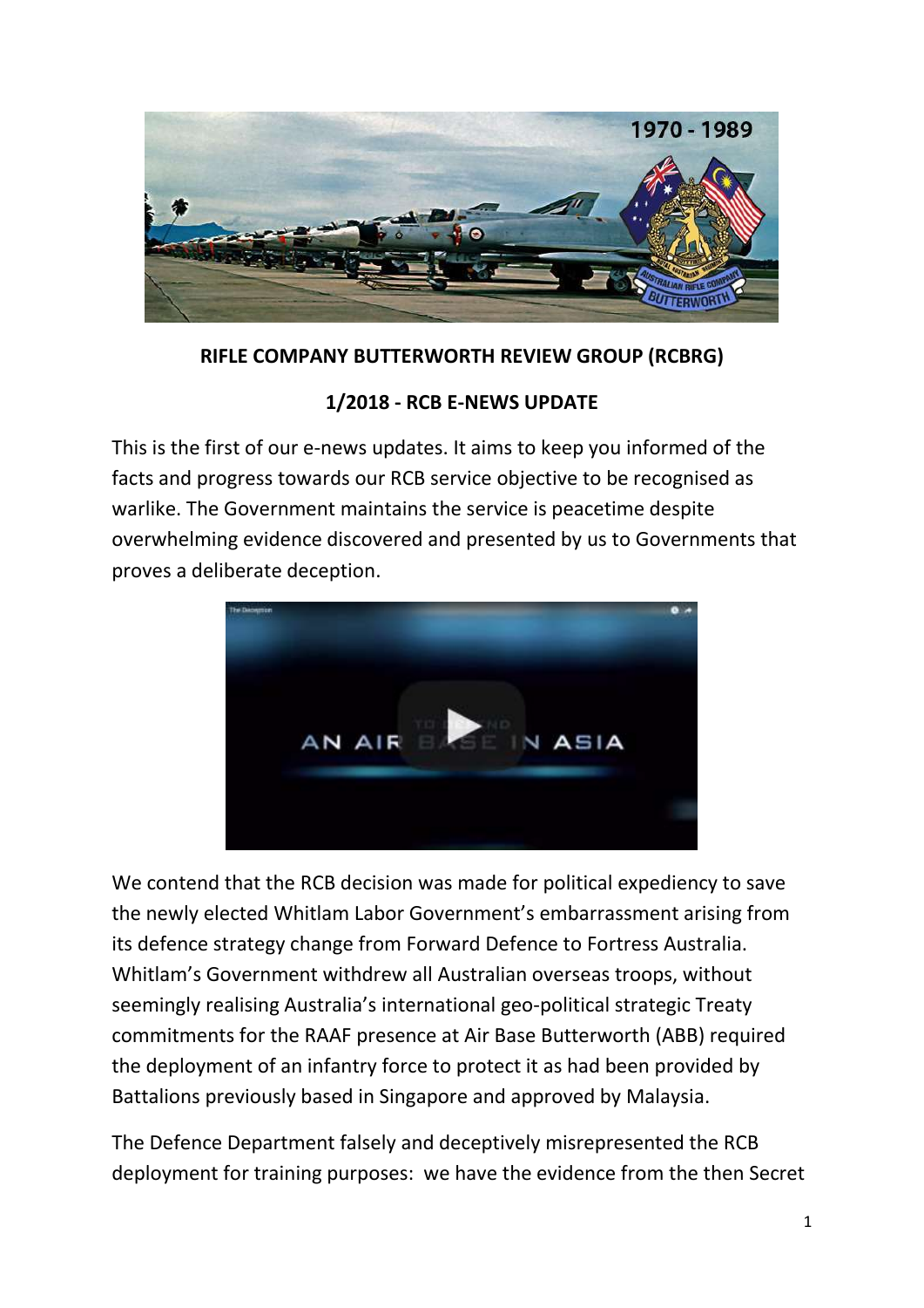**RIFLE COMPANY BUTTERWORTH REVIEW GROUP (RCBRG)**

**1/2018 - RCB E-NEWS UPDATE**

This is the first of our e-news updates. It aims to keep you informed of the facts and progress towards our RCB service objective to be recognised as warlike. The Government maintains the service is peacetime despite overwhelming evidence discovered and presented by us to Governments that proves a deliberate deception.

We contend that the RCB decision was made for political expediency to save the newly elected Whitlam Labor Government's embarrassment arising from its defence strategy change from Forward Defence to Fortress Australia. Whitlam's Government withdrew all Australian overseas troops, without seemingly realising Australia's international geo-political strategic Treaty commitments for the RAAF presence at Air Base Butterworth (ABB) required the deployment of an infantry force to protect it as had been provided by Battalions previously based in Singapore and approved by Malaysia.

The Defence Department falsely and deceptively misrepresented the RCB deployment for training purposes: we have the evidence from the then Secret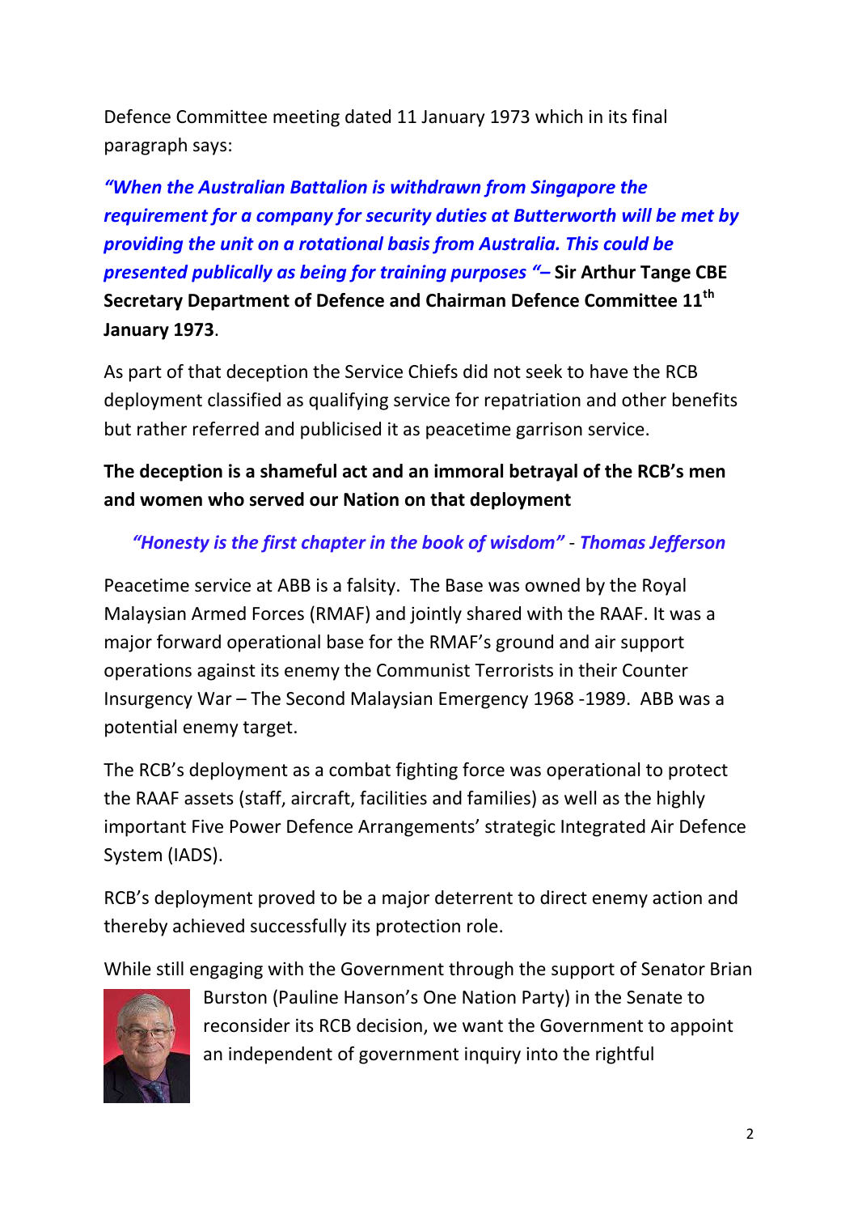Defence Committee meeting dated 11 January 1973 which in its final paragraph says:

***"When the Australian Battalion is withdrawn from Singapore the requirement for a company for security duties at Butterworth will be met by providing the unit on a rotational basis from Australia. This could be presented publically as being for training purposes "–*** **Sir Arthur Tange CBE Secretary Department of Defence and Chairman Defence Committee 11th January 1973**.

As part of that deception the Service Chiefs did not seek to have the RCB deployment classified as qualifying service for repatriation and other benefits but rather referred and publicised it as peacetime garrison service.

**The deception is a shameful act and an immoral betrayal of the RCB's men and women who served our Nation on that deployment**

*"Honesty is the first chapter in the book of wisdom"* - *Thomas Jefferson*

Peacetime service at ABB is a falsity. The Base was owned by the Royal Malaysian Armed Forces (RMAF) and jointly shared with the RAAF. It was a major forward operational base for the RMAF's ground and air support operations against its enemy the Communist Terrorists in their Counter Insurgency War – The Second Malaysian Emergency 1968 -1989. ABB was a potential enemy target.

The RCB's deployment as a combat fighting force was operational to protect the RAAF assets (staff, aircraft, facilities and families) as well as the highly important Five Power Defence Arrangements' strategic Integrated Air Defence System (IADS).

RCB's deployment proved to be a major deterrent to direct enemy action and thereby achieved successfully its protection role.

While still engaging with the Government through the support of Senator Brian Burston (Pauline Hanson's One Nation Party) in the Senate to reconsider its RCB decision, we want the Government to appoint an independent of government inquiry into the rightful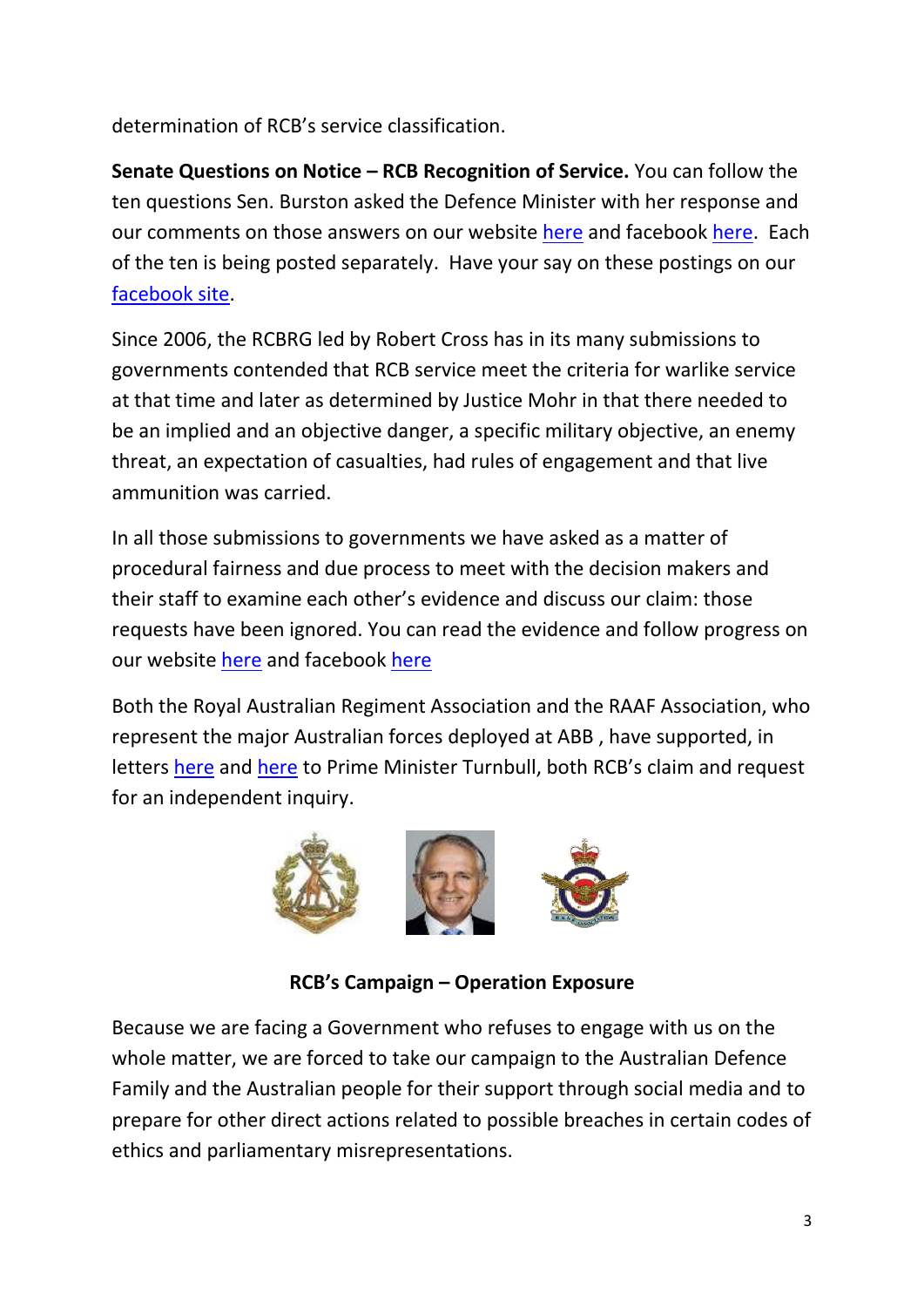determination of RCB's service classification.

**Senate Questions on Notice – RCB Recognition of Service.** You can follow the ten questions Sen. Burston asked the Defence Minister with her response and our comments on those answers on our website here and facebook here. Each of the ten is being posted separately. Have your say on these postings on our facebook site.

Since 2006, the RCBRG led by Robert Cross has in its many submissions to governments contended that RCB service meet the criteria for warlike service at that time and later as determined by Justice Mohr in that there needed to be an implied and an objective danger, a specific military objective, an enemy threat, an expectation of casualties, had rules of engagement and that live ammunition was carried.

In all those submissions to governments we have asked as a matter of procedural fairness and due process to meet with the decision makers and their staff to examine each other's evidence and discuss our claim: those requests have been ignored. You can read the evidence and follow progress on our website here and facebook here

Both the Royal Australian Regiment Association and the RAAF Association, who represent the major Australian forces deployed at ABB , have supported, in letters here and here to Prime Minister Turnbull, both RCB's claim and request for an independent inquiry.

**RCB's Campaign – Operation Exposure**

Because we are facing a Government who refuses to engage with us on the whole matter, we are forced to take our campaign to the Australian Defence Family and the Australian people for their support through social media and to prepare for other direct actions related to possible breaches in certain codes of ethics and parliamentary misrepresentations.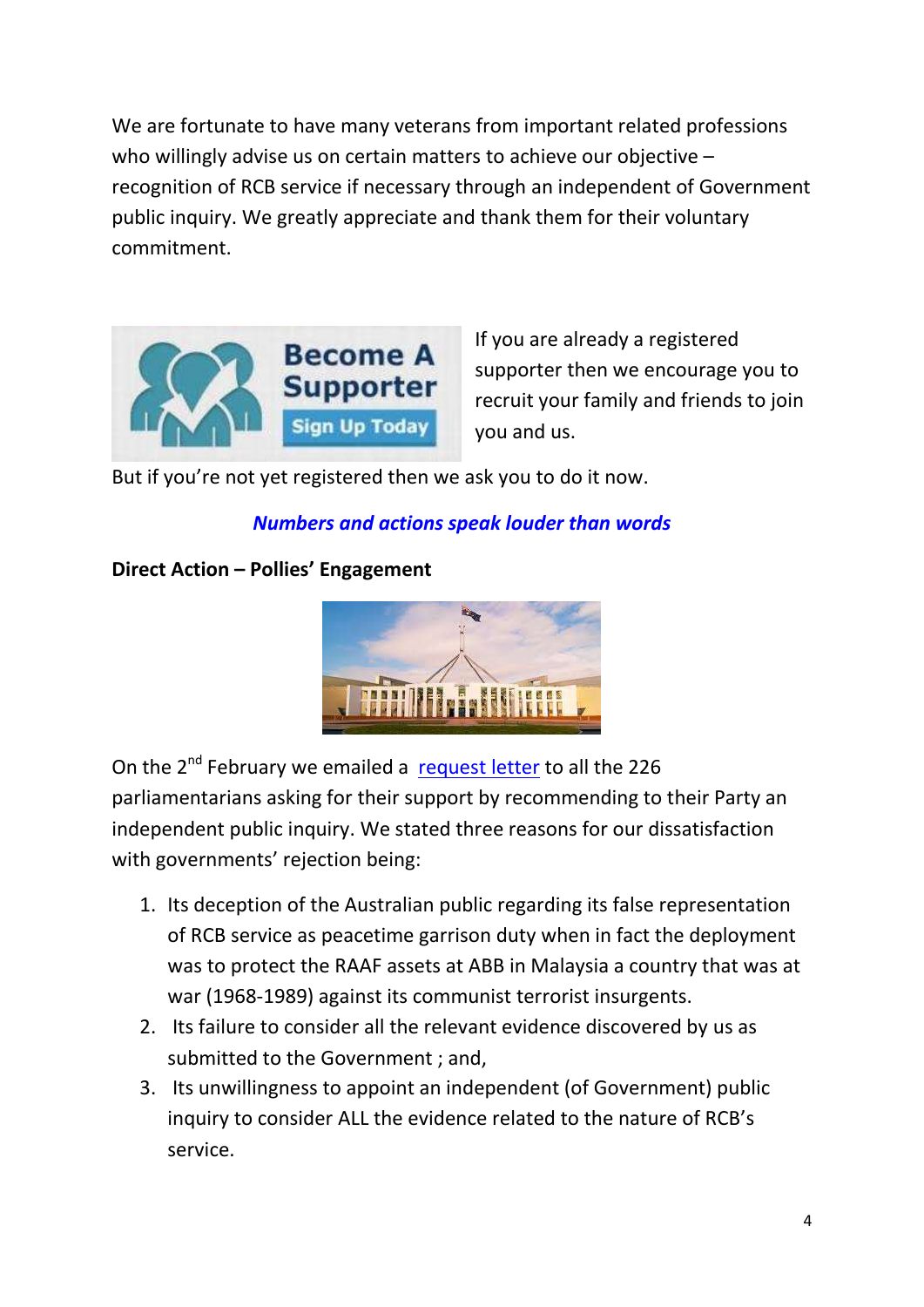We are fortunate to have many veterans from important related professions who willingly advise us on certain matters to achieve our objective – recognition of RCB service if necessary through an independent of Government public inquiry. We greatly appreciate and thank them for their voluntary commitment.

If you are already a registered supporter then we encourage you to recruit your family and friends to join you and us.

But if you're not yet registered then we ask you to do it now.

***Numbers and actions speak louder than words***

**Direct Action – Pollies' Engagement**

On the 2nd February we emailed a request letter to all the 226 parliamentarians asking for their support by recommending to their Party an independent public inquiry. We stated three reasons for our dissatisfaction with governments' rejection being:

1. Its deception of the Australian public regarding its false representation of RCB service as peacetime garrison duty when in fact the deployment was to protect the RAAF assets at ABB in Malaysia a country that was at war (1968-1989) against its communist terrorist insurgents.
2. Its failure to consider all the relevant evidence discovered by us as submitted to the Government ; and,
3. Its unwillingness to appoint an independent (of Government) public inquiry to consider ALL the evidence related to the nature of RCB's service.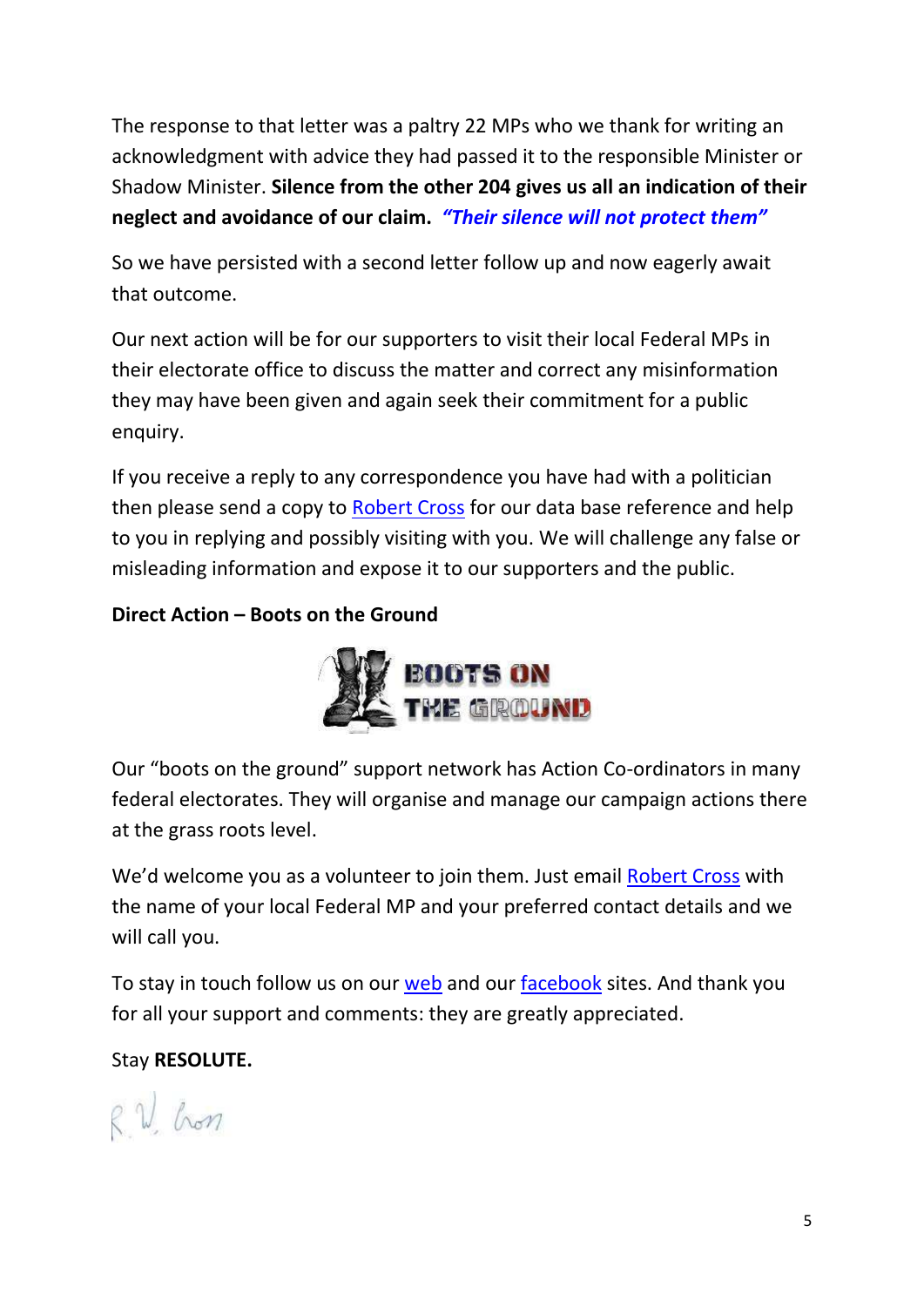The response to that letter was a paltry 22 MPs who we thank for writing an acknowledgment with advice they had passed it to the responsible Minister or Shadow Minister. **Silence from the other 204 gives us all an indication of their neglect and avoidance of our claim.** ***"Their silence will not protect them"***

So we have persisted with a second letter follow up and now eagerly await that outcome.

Our next action will be for our supporters to visit their local Federal MPs in their electorate office to discuss the matter and correct any misinformation they may have been given and again seek their commitment for a public enquiry.

If you receive a reply to any correspondence you have had with a politician then please send a copy to Robert Cross for our data base reference and help to you in replying and possibly visiting with you. We will challenge any false or misleading information and expose it to our supporters and the public.

**Direct Action – Boots on the Ground**

Our "boots on the ground" support network has Action Co-ordinators in many federal electorates. They will organise and manage our campaign actions there at the grass roots level.

We'd welcome you as a volunteer to join them. Just email Robert Cross with the name of your local Federal MP and your preferred contact details and we will call you.

To stay in touch follow us on our web and our facebook sites. And thank you for all your support and comments: they are greatly appreciated.

Stay **RESOLUTE.**

R. W. Cross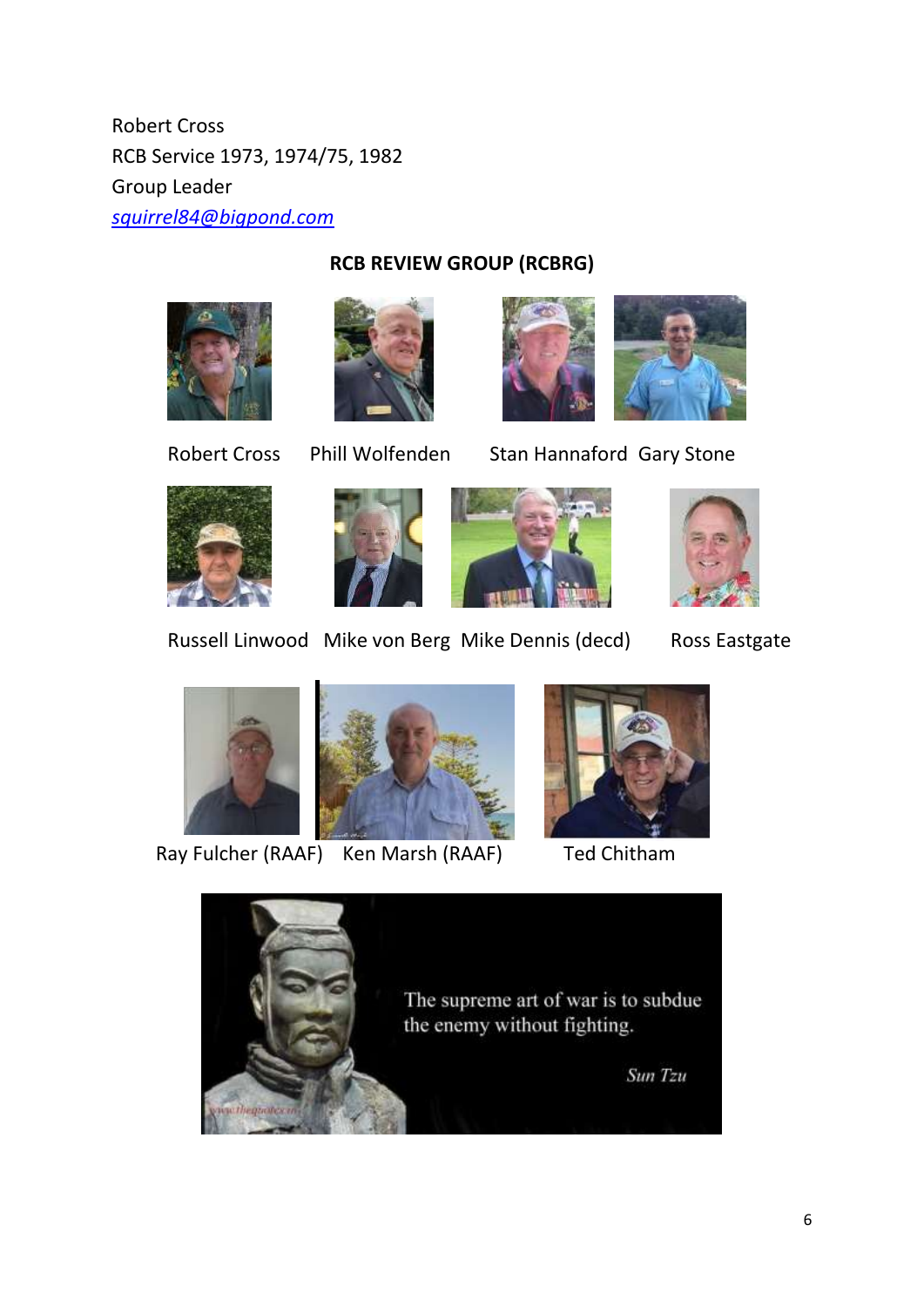Robert Cross
RCB Service 1973, 1974/75, 1982
Group Leader
*squirrel84@bigpond.com*

**RCB REVIEW GROUP (RCBRG)**

Robert Cross    Phill Wolfenden    Stan Hannaford    Gary Stone

Russell Linwood    Mike von Berg    Mike Dennis (decd)    Ross Eastgate

Ray Fulcher (RAAF)    Ken Marsh (RAAF)    Ted Chitham

The supreme art of war is to subdue the enemy without fighting.

*Sun Tzu*